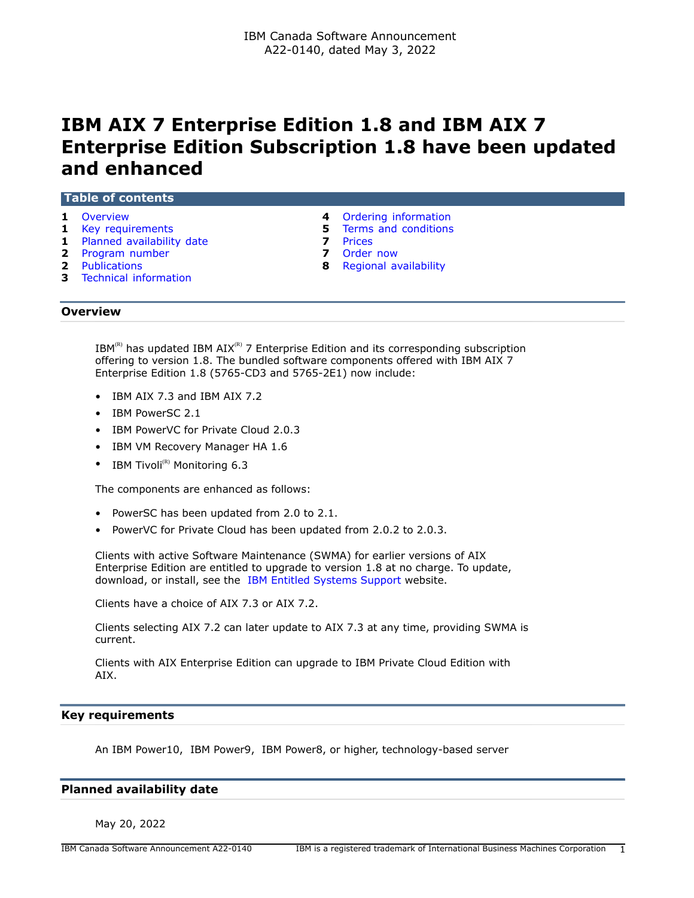IBM Canada Software Announcement
A22-0140, dated May 3, 2022

# IBM AIX 7 Enterprise Edition 1.8 and IBM AIX 7 Enterprise Edition Subscription 1.8 have been updated and enhanced

## Table of contents

| | | | |
|---|---|---|---|
| **1** | Overview | **4** | Ordering information |
| **1** | Key requirements | **5** | Terms and conditions |
| **1** | Planned availability date | **7** | Prices |
| **2** | Program number | **7** | Order now |
| **2** | Publications | **8** | Regional availability |
| **3** | Technical information | | |

## Overview

IBM(R) has updated IBM AIX(R) 7 Enterprise Edition and its corresponding subscription offering to version 1.8. The bundled software components offered with IBM AIX 7 Enterprise Edition 1.8 (5765-CD3 and 5765-2E1) now include:

- IBM AIX 7.3 and IBM AIX 7.2
- IBM PowerSC 2.1
- IBM PowerVC for Private Cloud 2.0.3
- IBM VM Recovery Manager HA 1.6
- IBM Tivoli(R) Monitoring 6.3

The components are enhanced as follows:

- PowerSC has been updated from 2.0 to 2.1.
- PowerVC for Private Cloud has been updated from 2.0.2 to 2.0.3.

Clients with active Software Maintenance (SWMA) for earlier versions of AIX Enterprise Edition are entitled to upgrade to version 1.8 at no charge. To update, download, or install, see the IBM Entitled Systems Support website.

Clients have a choice of AIX 7.3 or AIX 7.2.

Clients selecting AIX 7.2 can later update to AIX 7.3 at any time, providing SWMA is current.

Clients with AIX Enterprise Edition can upgrade to IBM Private Cloud Edition with AIX.

## Key requirements

An IBM Power10, IBM Power9, IBM Power8, or higher, technology-based server

## Planned availability date

May 20, 2022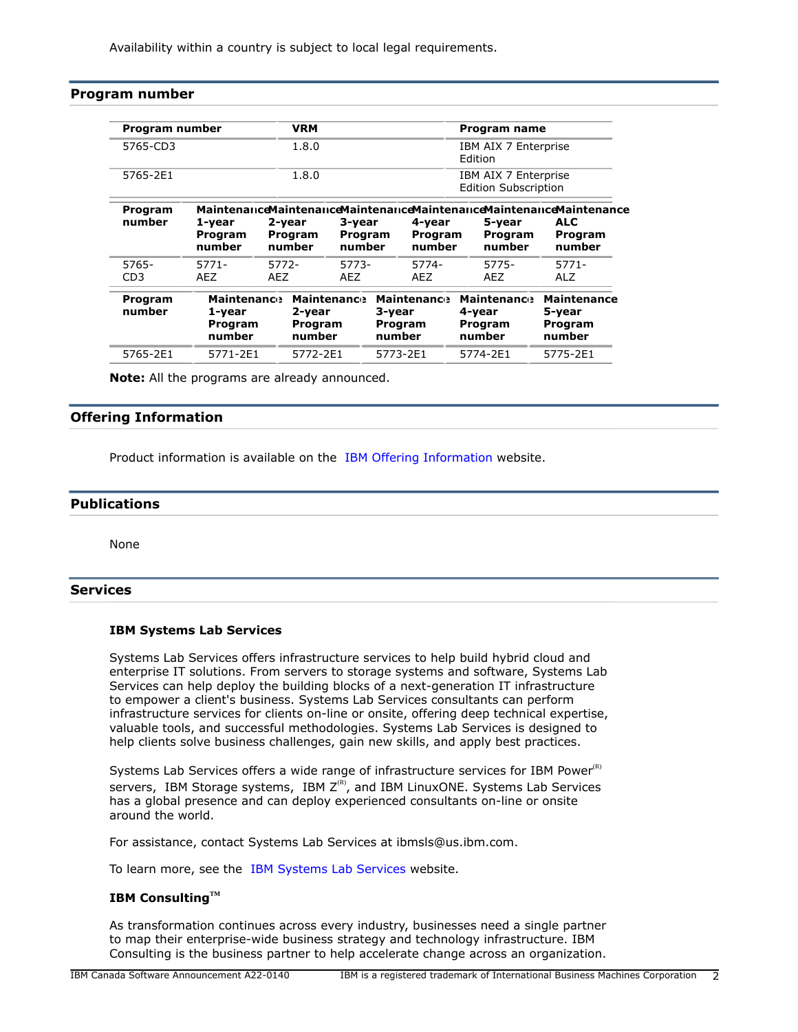Availability within a country is subject to local legal requirements.

## Program number

| Program number | VRM | Program name |
|---|---|---|
| 5765-CD3 | 1.8.0 | IBM AIX 7 Enterprise Edition |
| 5765-2E1 | 1.8.0 | IBM AIX 7 Enterprise Edition Subscription |

| Program number | Maintenance 1-year Program number | Maintenance 2-year Program number | Maintenance 3-year Program number | Maintenance 4-year Program number | Maintenance 5-year Program number | Maintenance ALC Program number |
|---|---|---|---|---|---|---|
| 5765-CD3 | 5771-AEZ | 5772-AEZ | 5773-AEZ | 5774-AEZ | 5775-AEZ | 5771-ALZ |

| Program number | Maintenance 1-year Program number | Maintenance 2-year Program number | Maintenance 3-year Program number | Maintenance 4-year Program number | Maintenance 5-year Program number |
|---|---|---|---|---|---|
| 5765-2E1 | 5771-2E1 | 5772-2E1 | 5773-2E1 | 5774-2E1 | 5775-2E1 |

**Note:** All the programs are already announced.

## Offering Information

Product information is available on the IBM Offering Information website.

## Publications

None

## Services

### IBM Systems Lab Services

Systems Lab Services offers infrastructure services to help build hybrid cloud and enterprise IT solutions. From servers to storage systems and software, Systems Lab Services can help deploy the building blocks of a next-generation IT infrastructure to empower a client's business. Systems Lab Services consultants can perform infrastructure services for clients on-line or onsite, offering deep technical expertise, valuable tools, and successful methodologies. Systems Lab Services is designed to help clients solve business challenges, gain new skills, and apply best practices.

Systems Lab Services offers a wide range of infrastructure services for IBM Power(R) servers, IBM Storage systems, IBM Z(R), and IBM LinuxONE. Systems Lab Services has a global presence and can deploy experienced consultants on-line or onsite around the world.

For assistance, contact Systems Lab Services at ibmsls@us.ibm.com.

To learn more, see the IBM Systems Lab Services website.

### IBM Consulting(TM)

As transformation continues across every industry, businesses need a single partner to map their enterprise-wide business strategy and technology infrastructure. IBM Consulting is the business partner to help accelerate change across an organization.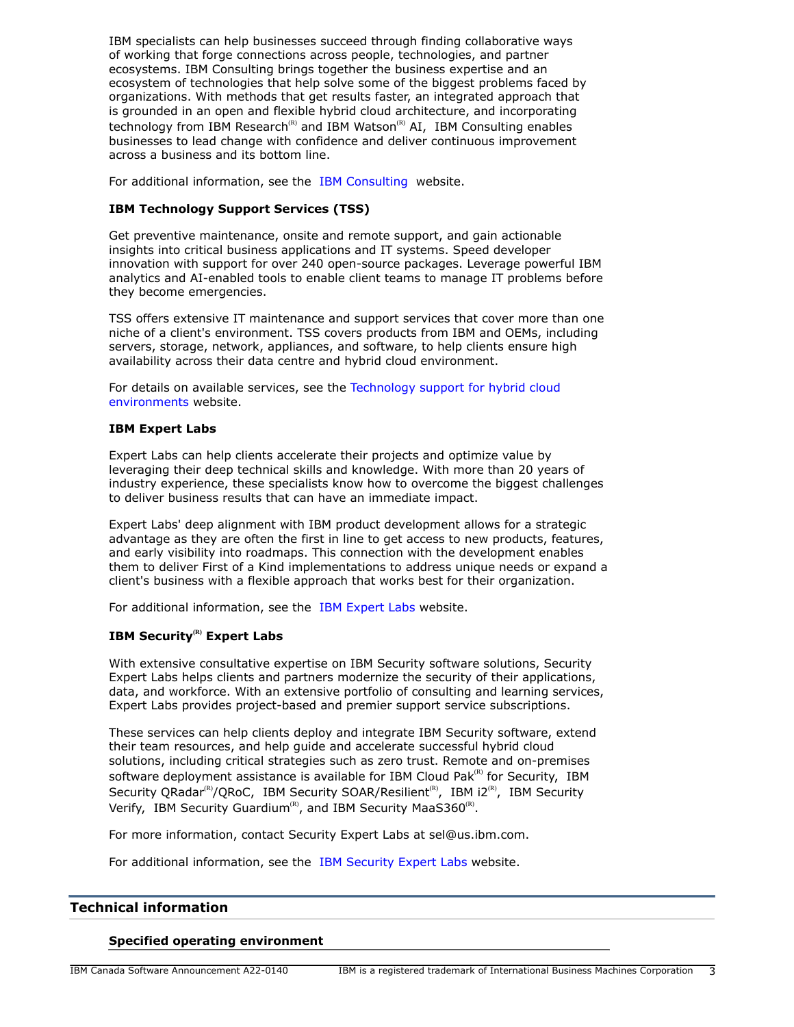IBM specialists can help businesses succeed through finding collaborative ways of working that forge connections across people, technologies, and partner ecosystems. IBM Consulting brings together the business expertise and an ecosystem of technologies that help solve some of the biggest problems faced by organizations. With methods that get results faster, an integrated approach that is grounded in an open and flexible hybrid cloud architecture, and incorporating technology from IBM Research(R) and IBM Watson(R) AI, IBM Consulting enables businesses to lead change with confidence and deliver continuous improvement across a business and its bottom line.

For additional information, see the IBM Consulting website.

### IBM Technology Support Services (TSS)

Get preventive maintenance, onsite and remote support, and gain actionable insights into critical business applications and IT systems. Speed developer innovation with support for over 240 open-source packages. Leverage powerful IBM analytics and AI-enabled tools to enable client teams to manage IT problems before they become emergencies.

TSS offers extensive IT maintenance and support services that cover more than one niche of a client's environment. TSS covers products from IBM and OEMs, including servers, storage, network, appliances, and software, to help clients ensure high availability across their data centre and hybrid cloud environment.

For details on available services, see the Technology support for hybrid cloud environments website.

### IBM Expert Labs

Expert Labs can help clients accelerate their projects and optimize value by leveraging their deep technical skills and knowledge. With more than 20 years of industry experience, these specialists know how to overcome the biggest challenges to deliver business results that can have an immediate impact.

Expert Labs' deep alignment with IBM product development allows for a strategic advantage as they are often the first in line to get access to new products, features, and early visibility into roadmaps. This connection with the development enables them to deliver First of a Kind implementations to address unique needs or expand a client's business with a flexible approach that works best for their organization.

For additional information, see the IBM Expert Labs website.

### IBM Security(R) Expert Labs

With extensive consultative expertise on IBM Security software solutions, Security Expert Labs helps clients and partners modernize the security of their applications, data, and workforce. With an extensive portfolio of consulting and learning services, Expert Labs provides project-based and premier support service subscriptions.

These services can help clients deploy and integrate IBM Security software, extend their team resources, and help guide and accelerate successful hybrid cloud solutions, including critical strategies such as zero trust. Remote and on-premises software deployment assistance is available for IBM Cloud Pak(R) for Security, IBM Security QRadar(R)/QRoC, IBM Security SOAR/Resilient(R), IBM i2(R), IBM Security Verify, IBM Security Guardium(R), and IBM Security MaaS360(R).

For more information, contact Security Expert Labs at sel@us.ibm.com.

For additional information, see the IBM Security Expert Labs website.

## Technical information

### Specified operating environment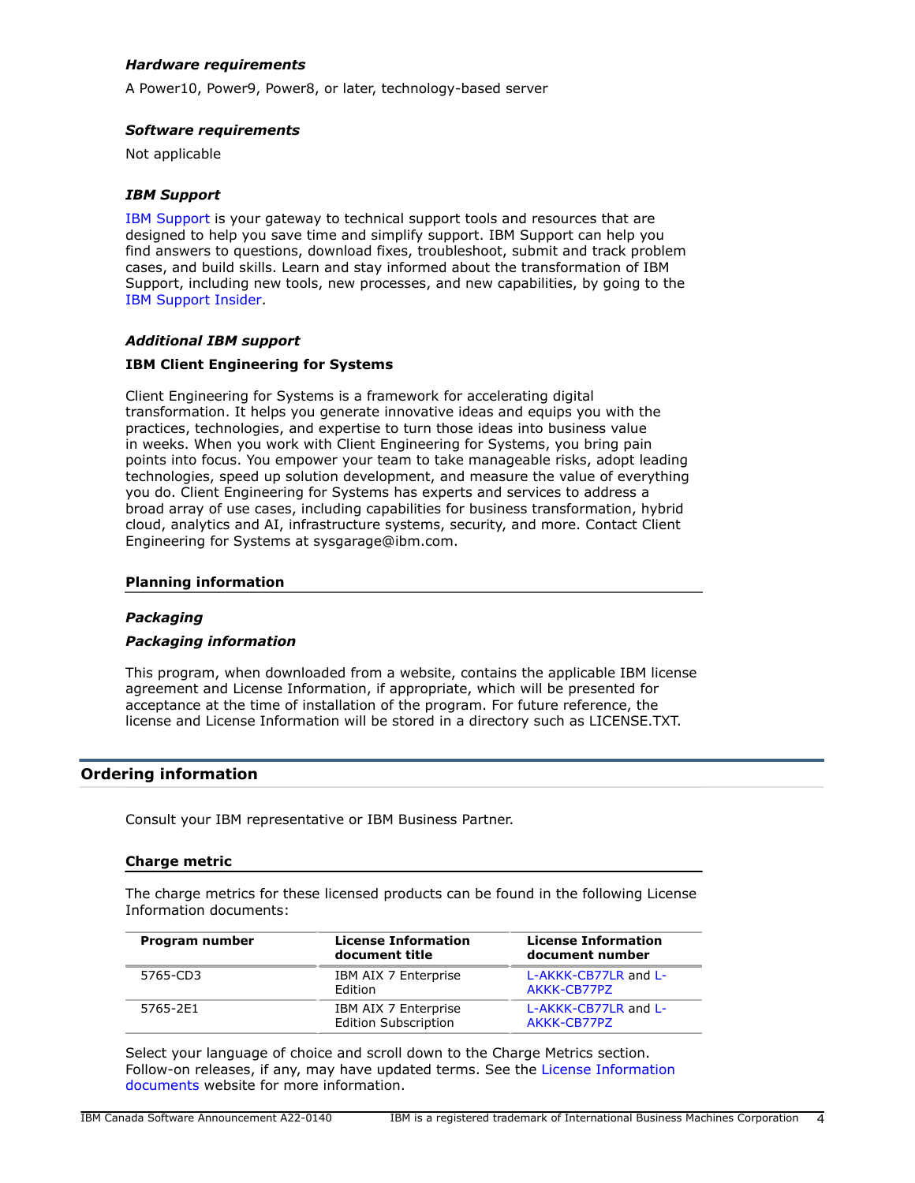### *Hardware requirements*

A Power10, Power9, Power8, or later, technology-based server

### *Software requirements*

Not applicable

### *IBM Support*

IBM Support is your gateway to technical support tools and resources that are designed to help you save time and simplify support. IBM Support can help you find answers to questions, download fixes, troubleshoot, submit and track problem cases, and build skills. Learn and stay informed about the transformation of IBM Support, including new tools, new processes, and new capabilities, by going to the IBM Support Insider.

### *Additional IBM support*

**IBM Client Engineering for Systems**

Client Engineering for Systems is a framework for accelerating digital transformation. It helps you generate innovative ideas and equips you with the practices, technologies, and expertise to turn those ideas into business value in weeks. When you work with Client Engineering for Systems, you bring pain points into focus. You empower your team to take manageable risks, adopt leading technologies, speed up solution development, and measure the value of everything you do. Client Engineering for Systems has experts and services to address a broad array of use cases, including capabilities for business transformation, hybrid cloud, analytics and AI, infrastructure systems, security, and more. Contact Client Engineering for Systems at sysgarage@ibm.com.

### Planning information

### *Packaging*

### *Packaging information*

This program, when downloaded from a website, contains the applicable IBM license agreement and License Information, if appropriate, which will be presented for acceptance at the time of installation of the program. For future reference, the license and License Information will be stored in a directory such as LICENSE.TXT.

## Ordering information

Consult your IBM representative or IBM Business Partner.

### Charge metric

The charge metrics for these licensed products can be found in the following License Information documents:

| Program number | License Information document title | License Information document number |
|---|---|---|
| 5765-CD3 | IBM AIX 7 Enterprise Edition | L-AKKK-CB77LR and L-AKKK-CB77PZ |
| 5765-2E1 | IBM AIX 7 Enterprise Edition Subscription | L-AKKK-CB77LR and L-AKKK-CB77PZ |

Select your language of choice and scroll down to the Charge Metrics section. Follow-on releases, if any, may have updated terms. See the License Information documents website for more information.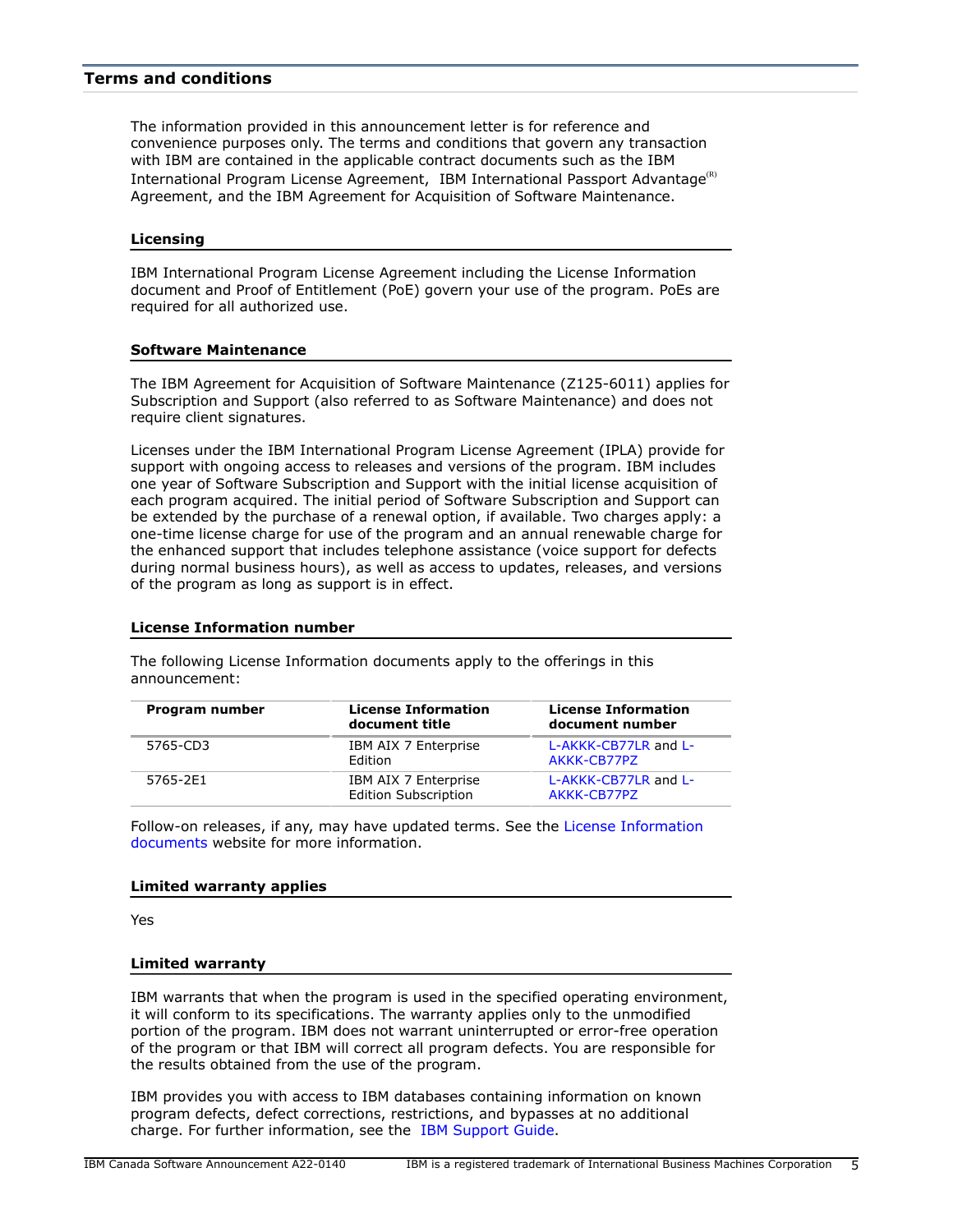## Terms and conditions

The information provided in this announcement letter is for reference and convenience purposes only. The terms and conditions that govern any transaction with IBM are contained in the applicable contract documents such as the IBM International Program License Agreement, IBM International Passport Advantage(R) Agreement, and the IBM Agreement for Acquisition of Software Maintenance.

### Licensing

IBM International Program License Agreement including the License Information document and Proof of Entitlement (PoE) govern your use of the program. PoEs are required for all authorized use.

### Software Maintenance

The IBM Agreement for Acquisition of Software Maintenance (Z125-6011) applies for Subscription and Support (also referred to as Software Maintenance) and does not require client signatures.

Licenses under the IBM International Program License Agreement (IPLA) provide for support with ongoing access to releases and versions of the program. IBM includes one year of Software Subscription and Support with the initial license acquisition of each program acquired. The initial period of Software Subscription and Support can be extended by the purchase of a renewal option, if available. Two charges apply: a one-time license charge for use of the program and an annual renewable charge for the enhanced support that includes telephone assistance (voice support for defects during normal business hours), as well as access to updates, releases, and versions of the program as long as support is in effect.

### License Information number

The following License Information documents apply to the offerings in this announcement:

| Program number | License Information document title | License Information document number |
|---|---|---|
| 5765-CD3 | IBM AIX 7 Enterprise Edition | L-AKKK-CB77LR and L-AKKK-CB77PZ |
| 5765-2E1 | IBM AIX 7 Enterprise Edition Subscription | L-AKKK-CB77LR and L-AKKK-CB77PZ |

Follow-on releases, if any, may have updated terms. See the License Information documents website for more information.

### Limited warranty applies

Yes

### Limited warranty

IBM warrants that when the program is used in the specified operating environment, it will conform to its specifications. The warranty applies only to the unmodified portion of the program. IBM does not warrant uninterrupted or error-free operation of the program or that IBM will correct all program defects. You are responsible for the results obtained from the use of the program.

IBM provides you with access to IBM databases containing information on known program defects, defect corrections, restrictions, and bypasses at no additional charge. For further information, see the IBM Support Guide.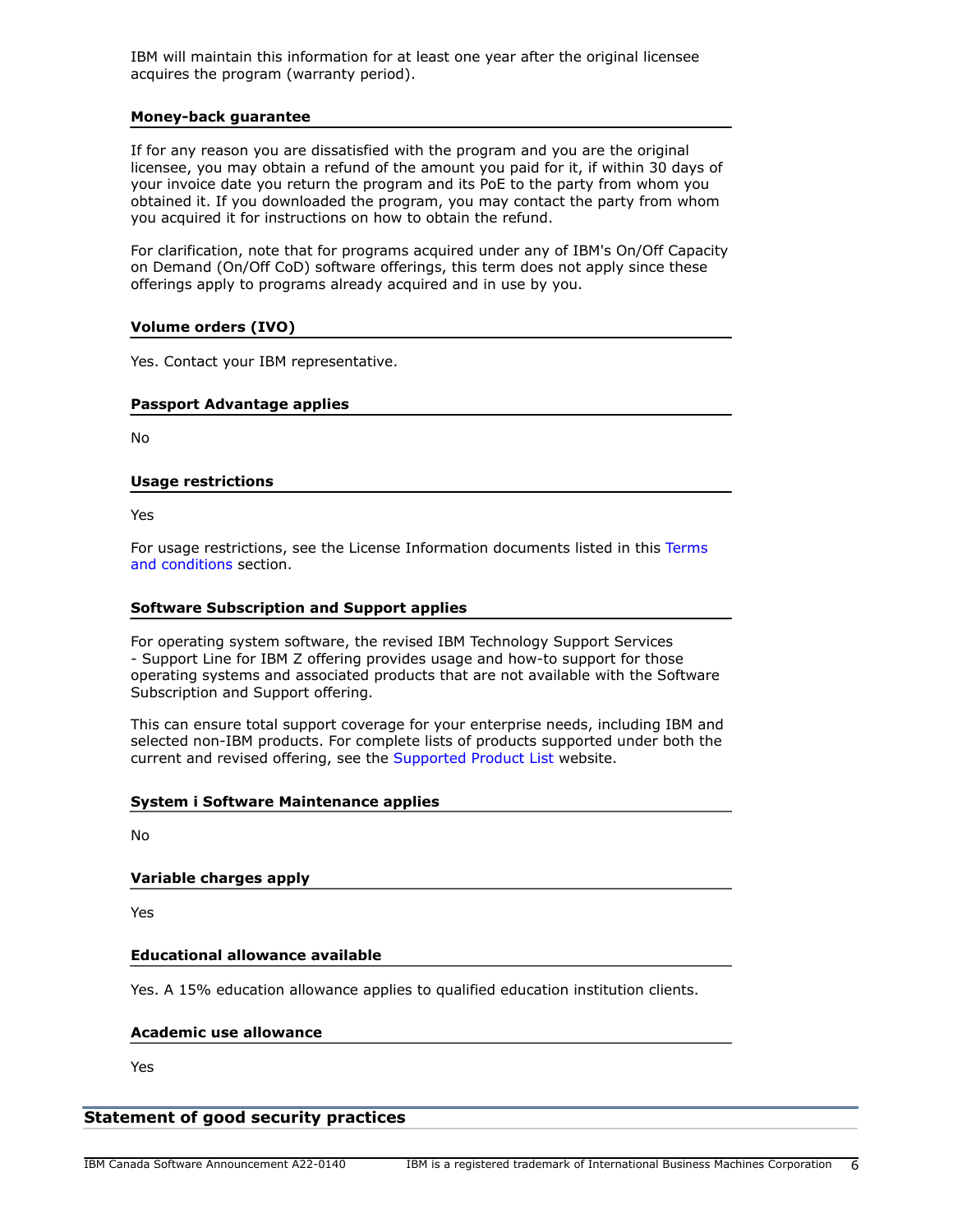IBM will maintain this information for at least one year after the original licensee acquires the program (warranty period).

### Money-back guarantee

If for any reason you are dissatisfied with the program and you are the original licensee, you may obtain a refund of the amount you paid for it, if within 30 days of your invoice date you return the program and its PoE to the party from whom you obtained it. If you downloaded the program, you may contact the party from whom you acquired it for instructions on how to obtain the refund.

For clarification, note that for programs acquired under any of IBM's On/Off Capacity on Demand (On/Off CoD) software offerings, this term does not apply since these offerings apply to programs already acquired and in use by you.

### Volume orders (IVO)

Yes. Contact your IBM representative.

### Passport Advantage applies

No

### Usage restrictions

Yes

For usage restrictions, see the License Information documents listed in this Terms and conditions section.

### Software Subscription and Support applies

For operating system software, the revised IBM Technology Support Services - Support Line for IBM Z offering provides usage and how-to support for those operating systems and associated products that are not available with the Software Subscription and Support offering.

This can ensure total support coverage for your enterprise needs, including IBM and selected non-IBM products. For complete lists of products supported under both the current and revised offering, see the Supported Product List website.

### System i Software Maintenance applies

No

### Variable charges apply

Yes

### Educational allowance available

Yes. A 15% education allowance applies to qualified education institution clients.

### Academic use allowance

Yes

## Statement of good security practices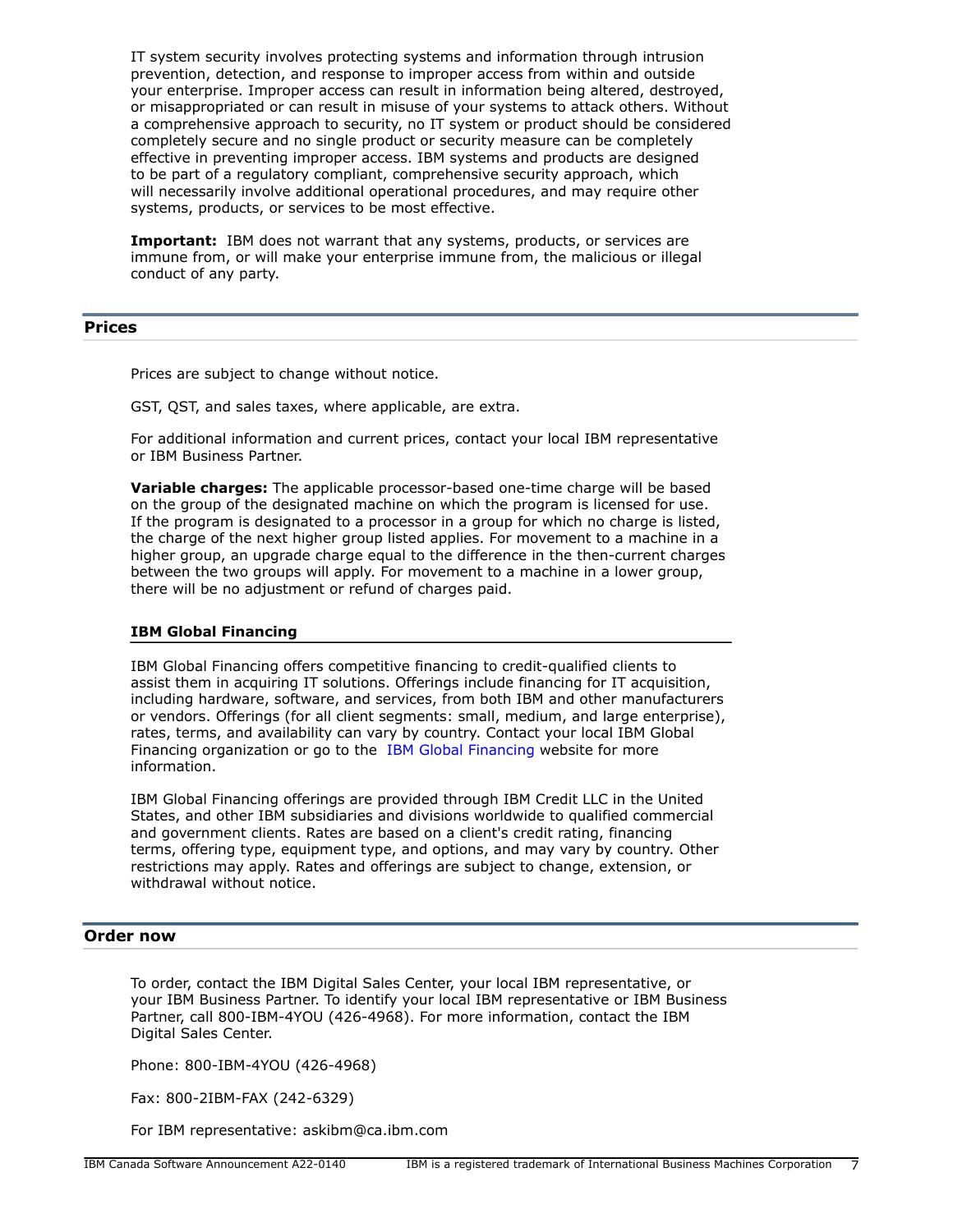IT system security involves protecting systems and information through intrusion prevention, detection, and response to improper access from within and outside your enterprise. Improper access can result in information being altered, destroyed, or misappropriated or can result in misuse of your systems to attack others. Without a comprehensive approach to security, no IT system or product should be considered completely secure and no single product or security measure can be completely effective in preventing improper access. IBM systems and products are designed to be part of a regulatory compliant, comprehensive security approach, which will necessarily involve additional operational procedures, and may require other systems, products, or services to be most effective.

**Important:** IBM does not warrant that any systems, products, or services are immune from, or will make your enterprise immune from, the malicious or illegal conduct of any party.

## Prices

Prices are subject to change without notice.

GST, QST, and sales taxes, where applicable, are extra.

For additional information and current prices, contact your local IBM representative or IBM Business Partner.

**Variable charges:** The applicable processor-based one-time charge will be based on the group of the designated machine on which the program is licensed for use. If the program is designated to a processor in a group for which no charge is listed, the charge of the next higher group listed applies. For movement to a machine in a higher group, an upgrade charge equal to the difference in the then-current charges between the two groups will apply. For movement to a machine in a lower group, there will be no adjustment or refund of charges paid.

### IBM Global Financing

IBM Global Financing offers competitive financing to credit-qualified clients to assist them in acquiring IT solutions. Offerings include financing for IT acquisition, including hardware, software, and services, from both IBM and other manufacturers or vendors. Offerings (for all client segments: small, medium, and large enterprise), rates, terms, and availability can vary by country. Contact your local IBM Global Financing organization or go to the IBM Global Financing website for more information.

IBM Global Financing offerings are provided through IBM Credit LLC in the United States, and other IBM subsidiaries and divisions worldwide to qualified commercial and government clients. Rates are based on a client's credit rating, financing terms, offering type, equipment type, and options, and may vary by country. Other restrictions may apply. Rates and offerings are subject to change, extension, or withdrawal without notice.

## Order now

To order, contact the IBM Digital Sales Center, your local IBM representative, or your IBM Business Partner. To identify your local IBM representative or IBM Business Partner, call 800-IBM-4YOU (426-4968). For more information, contact the IBM Digital Sales Center.

Phone: 800-IBM-4YOU (426-4968)

Fax: 800-2IBM-FAX (242-6329)

For IBM representative: askibm@ca.ibm.com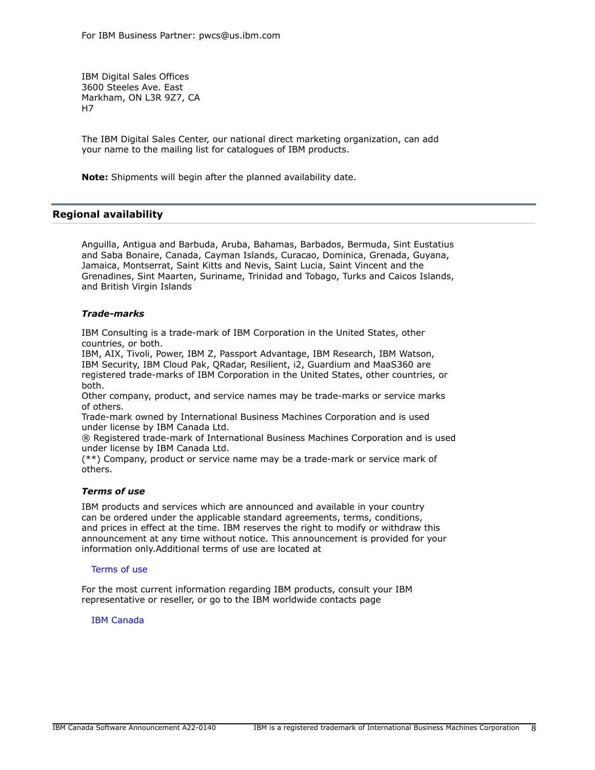For IBM Business Partner: pwcs@us.ibm.com

IBM Digital Sales Offices
3600 Steeles Ave. East
Markham, ON L3R 9Z7, CA
H7

The IBM Digital Sales Center, our national direct marketing organization, can add your name to the mailing list for catalogues of IBM products.

**Note:** Shipments will begin after the planned availability date.

## Regional availability

Anguilla, Antigua and Barbuda, Aruba, Bahamas, Barbados, Bermuda, Sint Eustatius and Saba Bonaire, Canada, Cayman Islands, Curacao, Dominica, Grenada, Guyana, Jamaica, Montserrat, Saint Kitts and Nevis, Saint Lucia, Saint Vincent and the Grenadines, Sint Maarten, Suriname, Trinidad and Tobago, Turks and Caicos Islands, and British Virgin Islands

### *Trade-marks*

IBM Consulting is a trade-mark of IBM Corporation in the United States, other countries, or both.
IBM, AIX, Tivoli, Power, IBM Z, Passport Advantage, IBM Research, IBM Watson, IBM Security, IBM Cloud Pak, QRadar, Resilient, i2, Guardium and MaaS360 are registered trade-marks of IBM Corporation in the United States, other countries, or both.
Other company, product, and service names may be trade-marks or service marks of others.
Trade-mark owned by International Business Machines Corporation and is used under license by IBM Canada Ltd.
® Registered trade-mark of International Business Machines Corporation and is used under license by IBM Canada Ltd.
(**) Company, product or service name may be a trade-mark or service mark of others.

### *Terms of use*

IBM products and services which are announced and available in your country can be ordered under the applicable standard agreements, terms, conditions, and prices in effect at the time. IBM reserves the right to modify or withdraw this announcement at any time without notice. This announcement is provided for your information only.Additional terms of use are located at

Terms of use

For the most current information regarding IBM products, consult your IBM representative or reseller, or go to the IBM worldwide contacts page

IBM Canada